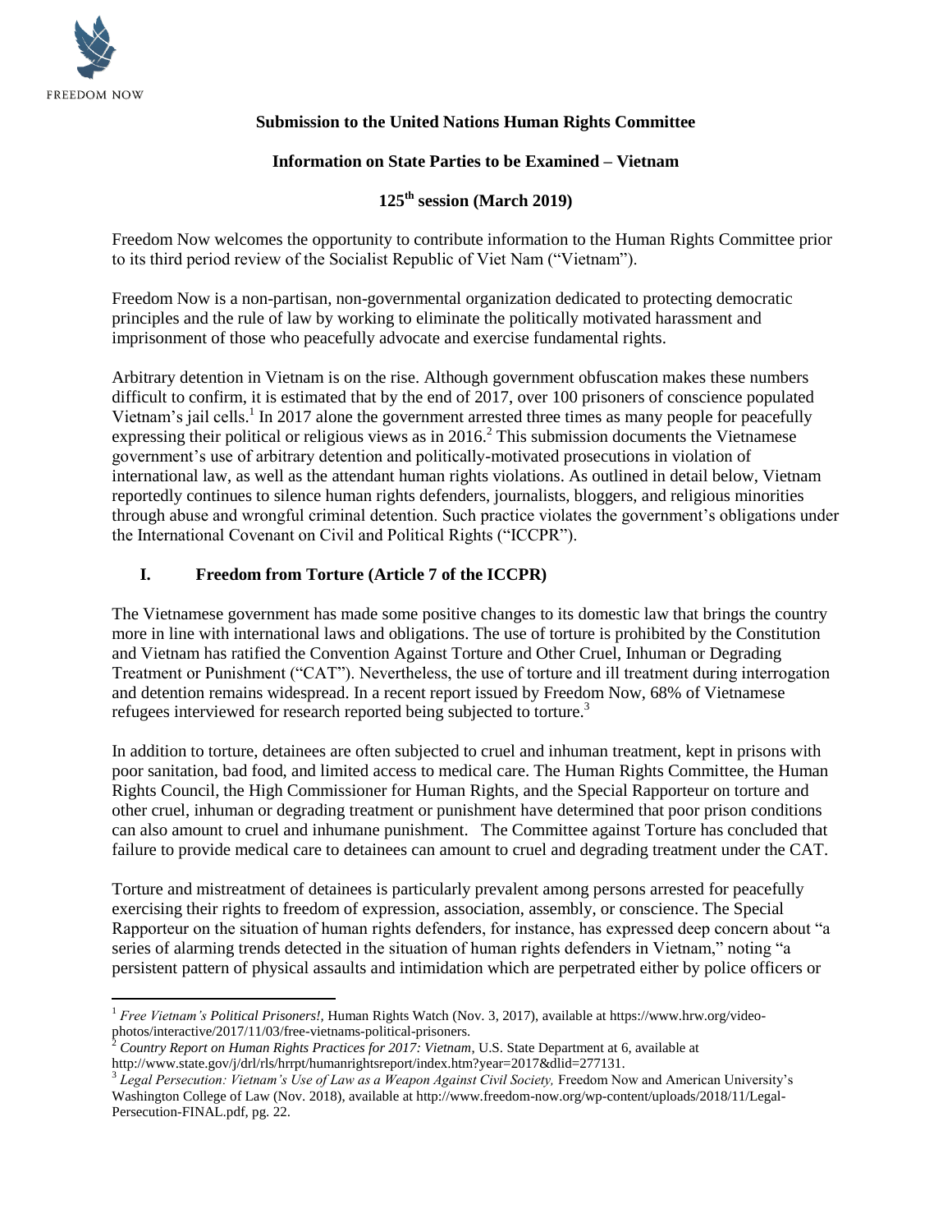FREEDOM NOW

**Submission to the United Nations Human Rights Committee**

**Information on State Parties to be Examined – Vietnam**

**125th session (March 2019)**

Freedom Now welcomes the opportunity to contribute information to the Human Rights Committee prior to its third period review of the Socialist Republic of Viet Nam ("Vietnam").

Freedom Now is a non-partisan, non-governmental organization dedicated to protecting democratic principles and the rule of law by working to eliminate the politically motivated harassment and imprisonment of those who peacefully advocate and exercise fundamental rights.

Arbitrary detention in Vietnam is on the rise. Although government obfuscation makes these numbers difficult to confirm, it is estimated that by the end of 2017, over 100 prisoners of conscience populated Vietnam's jail cells.[1] In 2017 alone the government arrested three times as many people for peacefully expressing their political or religious views as in 2016.[2] This submission documents the Vietnamese government's use of arbitrary detention and politically-motivated prosecutions in violation of international law, as well as the attendant human rights violations. As outlined in detail below, Vietnam reportedly continues to silence human rights defenders, journalists, bloggers, and religious minorities through abuse and wrongful criminal detention. Such practice violates the government's obligations under the International Covenant on Civil and Political Rights ("ICCPR").

## I. Freedom from Torture (Article 7 of the ICCPR)

The Vietnamese government has made some positive changes to its domestic law that brings the country more in line with international laws and obligations. The use of torture is prohibited by the Constitution and Vietnam has ratified the Convention Against Torture and Other Cruel, Inhuman or Degrading Treatment or Punishment ("CAT"). Nevertheless, the use of torture and ill treatment during interrogation and detention remains widespread. In a recent report issued by Freedom Now, 68% of Vietnamese refugees interviewed for research reported being subjected to torture.[3]

In addition to torture, detainees are often subjected to cruel and inhuman treatment, kept in prisons with poor sanitation, bad food, and limited access to medical care. The Human Rights Committee, the Human Rights Council, the High Commissioner for Human Rights, and the Special Rapporteur on torture and other cruel, inhuman or degrading treatment or punishment have determined that poor prison conditions can also amount to cruel and inhumane punishment. The Committee against Torture has concluded that failure to provide medical care to detainees can amount to cruel and degrading treatment under the CAT.

Torture and mistreatment of detainees is particularly prevalent among persons arrested for peacefully exercising their rights to freedom of expression, association, assembly, or conscience. The Special Rapporteur on the situation of human rights defenders, for instance, has expressed deep concern about "a series of alarming trends detected in the situation of human rights defenders in Vietnam," noting "a persistent pattern of physical assaults and intimidation which are perpetrated either by police officers or

---

[1] *Free Vietnam's Political Prisoners!*, Human Rights Watch (Nov. 3, 2017), available at https://www.hrw.org/video-photos/interactive/2017/11/03/free-vietnams-political-prisoners.

[2] *Country Report on Human Rights Practices for 2017: Vietnam*, U.S. State Department at 6, available at http://www.state.gov/j/drl/rls/hrrpt/humanrightsreport/index.htm?year=2017&dlid=277131.

[3] *Legal Persecution: Vietnam's Use of Law as a Weapon Against Civil Society,* Freedom Now and American University's Washington College of Law (Nov. 2018), available at http://www.freedom-now.org/wp-content/uploads/2018/11/Legal-Persecution-FINAL.pdf, pg. 22.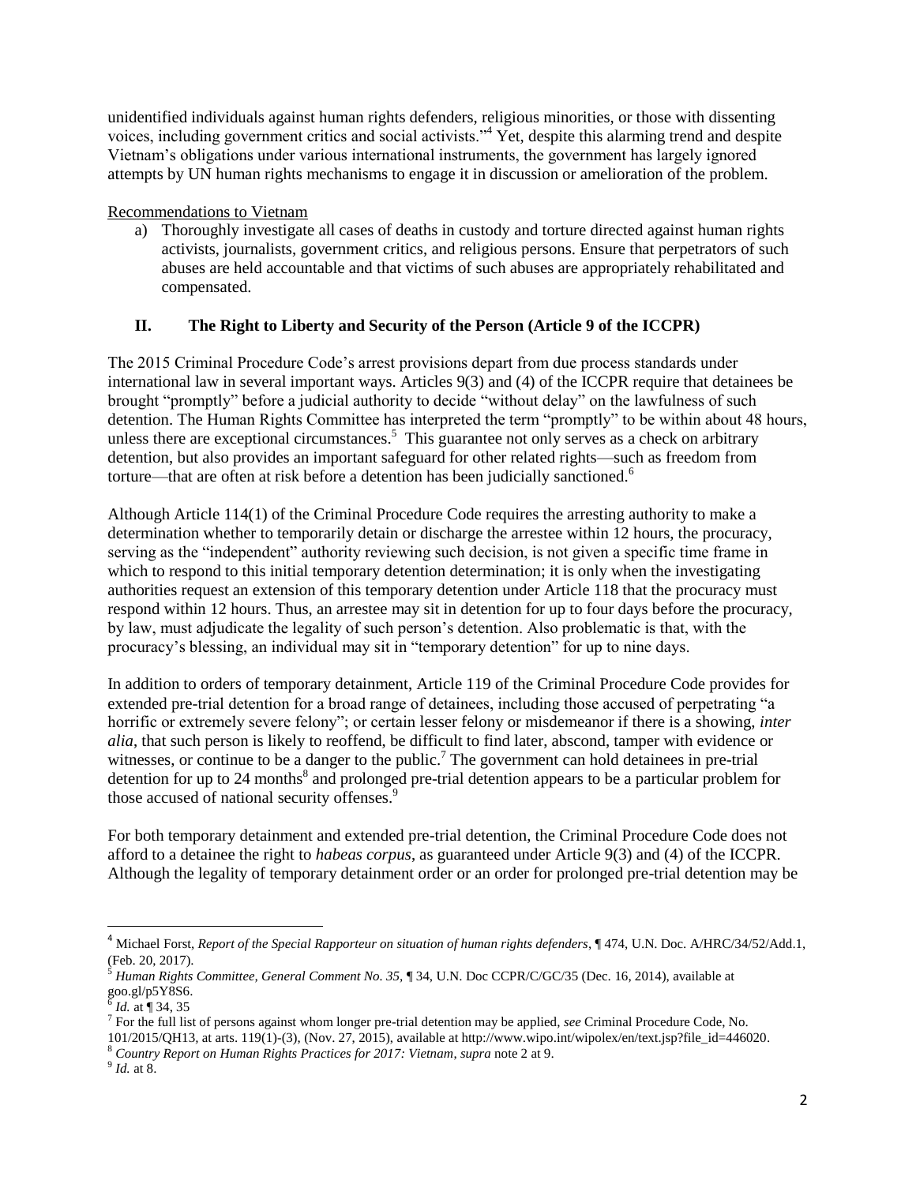unidentified individuals against human rights defenders, religious minorities, or those with dissenting voices, including government critics and social activists."[4] Yet, despite this alarming trend and despite Vietnam's obligations under various international instruments, the government has largely ignored attempts by UN human rights mechanisms to engage it in discussion or amelioration of the problem.

Recommendations to Vietnam

a) Thoroughly investigate all cases of deaths in custody and torture directed against human rights activists, journalists, government critics, and religious persons. Ensure that perpetrators of such abuses are held accountable and that victims of such abuses are appropriately rehabilitated and compensated.

## II. The Right to Liberty and Security of the Person (Article 9 of the ICCPR)

The 2015 Criminal Procedure Code's arrest provisions depart from due process standards under international law in several important ways. Articles 9(3) and (4) of the ICCPR require that detainees be brought "promptly" before a judicial authority to decide "without delay" on the lawfulness of such detention. The Human Rights Committee has interpreted the term "promptly" to be within about 48 hours, unless there are exceptional circumstances.[5] This guarantee not only serves as a check on arbitrary detention, but also provides an important safeguard for other related rights—such as freedom from torture—that are often at risk before a detention has been judicially sanctioned.[6]

Although Article 114(1) of the Criminal Procedure Code requires the arresting authority to make a determination whether to temporarily detain or discharge the arrestee within 12 hours, the procuracy, serving as the "independent" authority reviewing such decision, is not given a specific time frame in which to respond to this initial temporary detention determination; it is only when the investigating authorities request an extension of this temporary detention under Article 118 that the procuracy must respond within 12 hours. Thus, an arrestee may sit in detention for up to four days before the procuracy, by law, must adjudicate the legality of such person's detention. Also problematic is that, with the procuracy's blessing, an individual may sit in "temporary detention" for up to nine days.

In addition to orders of temporary detainment, Article 119 of the Criminal Procedure Code provides for extended pre-trial detention for a broad range of detainees, including those accused of perpetrating "a horrific or extremely severe felony"; or certain lesser felony or misdemeanor if there is a showing, *inter alia*, that such person is likely to reoffend, be difficult to find later, abscond, tamper with evidence or witnesses, or continue to be a danger to the public.[7] The government can hold detainees in pre-trial detention for up to 24 months[8] and prolonged pre-trial detention appears to be a particular problem for those accused of national security offenses.[9]

For both temporary detainment and extended pre-trial detention, the Criminal Procedure Code does not afford to a detainee the right to *habeas corpus*, as guaranteed under Article 9(3) and (4) of the ICCPR. Although the legality of temporary detainment order or an order for prolonged pre-trial detention may be

---

[4] Michael Forst, *Report of the Special Rapporteur on situation of human rights defenders*, ¶ 474, U.N. Doc. A/HRC/34/52/Add.1, (Feb. 20, 2017).

[5] *Human Rights Committee, General Comment No. 35*, ¶ 34, U.N. Doc CCPR/C/GC/35 (Dec. 16, 2014), available at goo.gl/p5Y8S6.

[6] *Id.* at ¶ 34, 35

[7] For the full list of persons against whom longer pre-trial detention may be applied, *see* Criminal Procedure Code, No. 101/2015/QH13, at arts. 119(1)-(3), (Nov. 27, 2015), available at http://www.wipo.int/wipolex/en/text.jsp?file_id=446020.

[8] *Country Report on Human Rights Practices for 2017: Vietnam*, *supra* note 2 at 9.

[9] *Id.* at 8.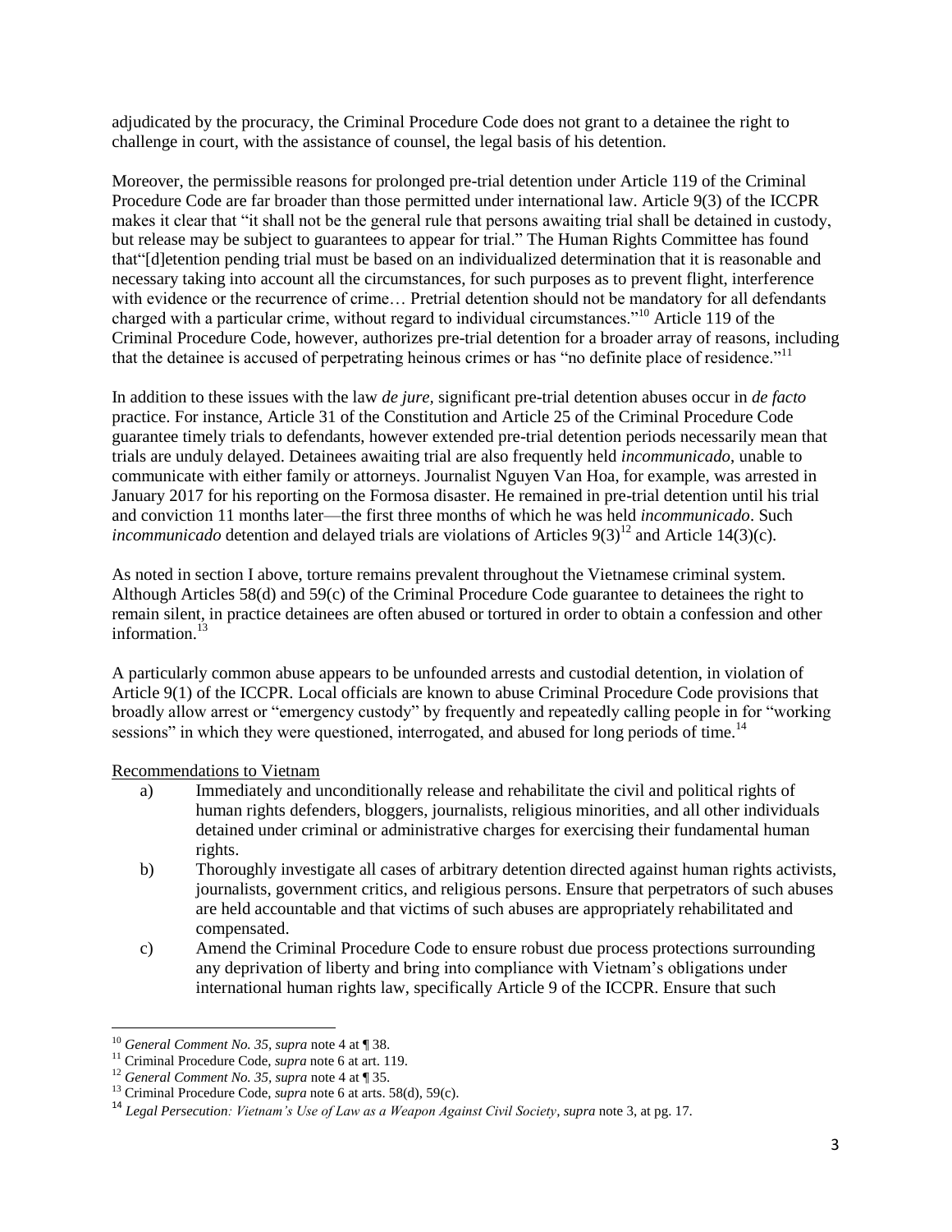adjudicated by the procuracy, the Criminal Procedure Code does not grant to a detainee the right to challenge in court, with the assistance of counsel, the legal basis of his detention.

Moreover, the permissible reasons for prolonged pre-trial detention under Article 119 of the Criminal Procedure Code are far broader than those permitted under international law. Article 9(3) of the ICCPR makes it clear that "it shall not be the general rule that persons awaiting trial shall be detained in custody, but release may be subject to guarantees to appear for trial." The Human Rights Committee has found that"[d]etention pending trial must be based on an individualized determination that it is reasonable and necessary taking into account all the circumstances, for such purposes as to prevent flight, interference with evidence or the recurrence of crime… Pretrial detention should not be mandatory for all defendants charged with a particular crime, without regard to individual circumstances."[10] Article 119 of the Criminal Procedure Code, however, authorizes pre-trial detention for a broader array of reasons, including that the detainee is accused of perpetrating heinous crimes or has "no definite place of residence."[11]

In addition to these issues with the law *de jure*, significant pre-trial detention abuses occur in *de facto* practice. For instance, Article 31 of the Constitution and Article 25 of the Criminal Procedure Code guarantee timely trials to defendants, however extended pre-trial detention periods necessarily mean that trials are unduly delayed. Detainees awaiting trial are also frequently held *incommunicado*, unable to communicate with either family or attorneys. Journalist Nguyen Van Hoa, for example, was arrested in January 2017 for his reporting on the Formosa disaster. He remained in pre-trial detention until his trial and conviction 11 months later—the first three months of which he was held *incommunicado*. Such *incommunicado* detention and delayed trials are violations of Articles 9(3)[12] and Article 14(3)(c).

As noted in section I above, torture remains prevalent throughout the Vietnamese criminal system. Although Articles 58(d) and 59(c) of the Criminal Procedure Code guarantee to detainees the right to remain silent, in practice detainees are often abused or tortured in order to obtain a confession and other information.[13]

A particularly common abuse appears to be unfounded arrests and custodial detention, in violation of Article 9(1) of the ICCPR. Local officials are known to abuse Criminal Procedure Code provisions that broadly allow arrest or "emergency custody" by frequently and repeatedly calling people in for "working sessions" in which they were questioned, interrogated, and abused for long periods of time.[14]

Recommendations to Vietnam

a) Immediately and unconditionally release and rehabilitate the civil and political rights of human rights defenders, bloggers, journalists, religious minorities, and all other individuals detained under criminal or administrative charges for exercising their fundamental human rights.

b) Thoroughly investigate all cases of arbitrary detention directed against human rights activists, journalists, government critics, and religious persons. Ensure that perpetrators of such abuses are held accountable and that victims of such abuses are appropriately rehabilitated and compensated.

c) Amend the Criminal Procedure Code to ensure robust due process protections surrounding any deprivation of liberty and bring into compliance with Vietnam's obligations under international human rights law, specifically Article 9 of the ICCPR. Ensure that such

---

[10] *General Comment No. 35, supra* note 4 at ¶ 38.

[11] Criminal Procedure Code, *supra* note 6 at art. 119.

[12] *General Comment No. 35, supra* note 4 at ¶ 35.

[13] Criminal Procedure Code, *supra* note 6 at arts. 58(d), 59(c).

[14] *Legal Persecution: Vietnam's Use of Law as a Weapon Against Civil Society*, *supra* note 3, at pg. 17.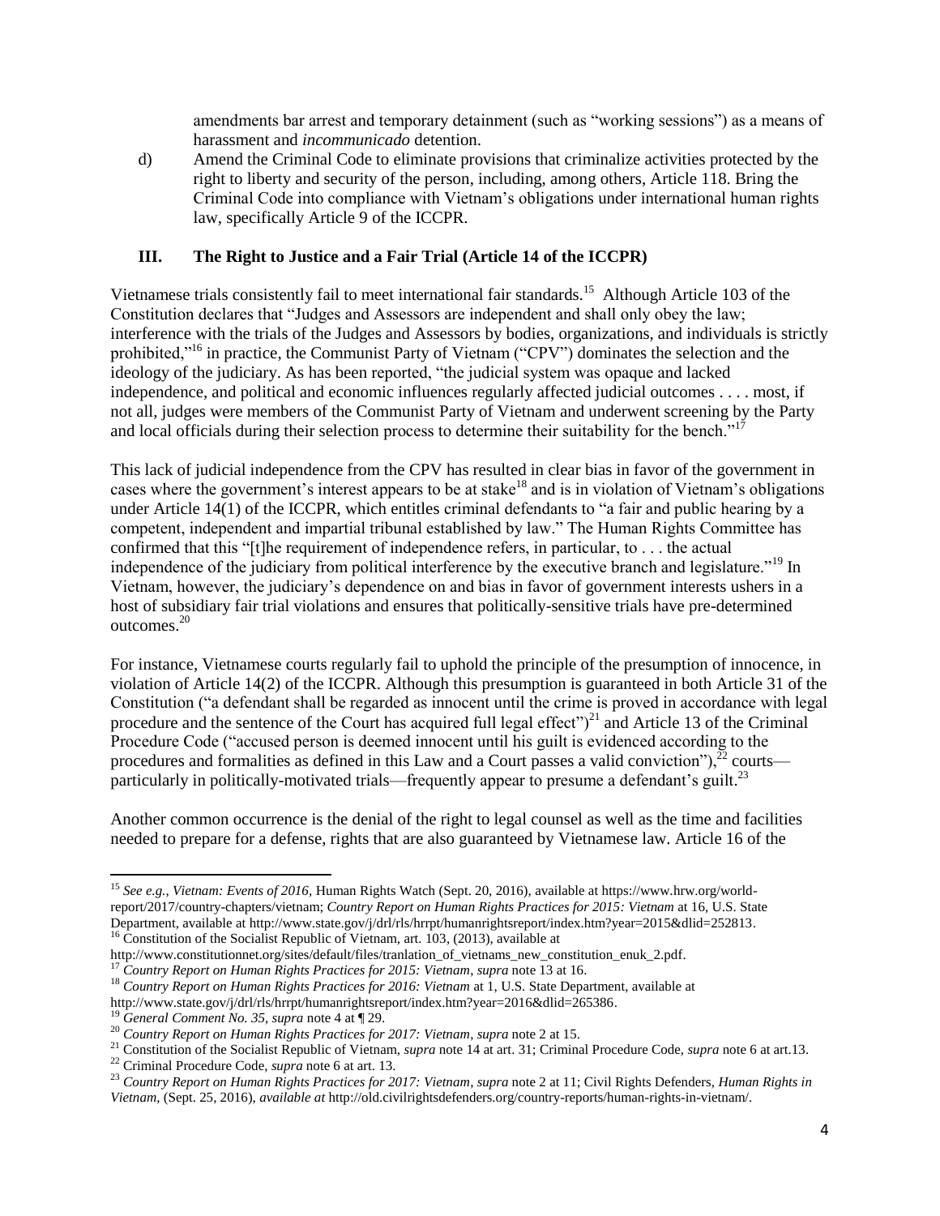amendments bar arrest and temporary detainment (such as "working sessions") as a means of harassment and *incommunicado* detention.

d) Amend the Criminal Code to eliminate provisions that criminalize activities protected by the right to liberty and security of the person, including, among others, Article 118. Bring the Criminal Code into compliance with Vietnam's obligations under international human rights law, specifically Article 9 of the ICCPR.

## III. The Right to Justice and a Fair Trial (Article 14 of the ICCPR)

Vietnamese trials consistently fail to meet international fair standards.[15] Although Article 103 of the Constitution declares that "Judges and Assessors are independent and shall only obey the law; interference with the trials of the Judges and Assessors by bodies, organizations, and individuals is strictly prohibited,"[16] in practice, the Communist Party of Vietnam ("CPV") dominates the selection and the ideology of the judiciary. As has been reported, "the judicial system was opaque and lacked independence, and political and economic influences regularly affected judicial outcomes . . . . most, if not all, judges were members of the Communist Party of Vietnam and underwent screening by the Party and local officials during their selection process to determine their suitability for the bench."[17]

This lack of judicial independence from the CPV has resulted in clear bias in favor of the government in cases where the government's interest appears to be at stake[18] and is in violation of Vietnam's obligations under Article 14(1) of the ICCPR, which entitles criminal defendants to "a fair and public hearing by a competent, independent and impartial tribunal established by law." The Human Rights Committee has confirmed that this "[t]he requirement of independence refers, in particular, to . . . the actual independence of the judiciary from political interference by the executive branch and legislature."[19] In Vietnam, however, the judiciary's dependence on and bias in favor of government interests ushers in a host of subsidiary fair trial violations and ensures that politically-sensitive trials have pre-determined outcomes.[20]

For instance, Vietnamese courts regularly fail to uphold the principle of the presumption of innocence, in violation of Article 14(2) of the ICCPR. Although this presumption is guaranteed in both Article 31 of the Constitution ("a defendant shall be regarded as innocent until the crime is proved in accordance with legal procedure and the sentence of the Court has acquired full legal effect")[21] and Article 13 of the Criminal Procedure Code ("accused person is deemed innocent until his guilt is evidenced according to the procedures and formalities as defined in this Law and a Court passes a valid conviction"),[22] courts—particularly in politically-motivated trials—frequently appear to presume a defendant's guilt.[23]

Another common occurrence is the denial of the right to legal counsel as well as the time and facilities needed to prepare for a defense, rights that are also guaranteed by Vietnamese law. Article 16 of the

---

[15] *See e.g., Vietnam: Events of 2016*, Human Rights Watch (Sept. 20, 2016), available at https://www.hrw.org/world-report/2017/country-chapters/vietnam; *Country Report on Human Rights Practices for 2015: Vietnam* at 16, U.S. State Department, available at http://www.state.gov/j/drl/rls/hrrpt/humanrightsreport/index.htm?year=2015&dlid=252813.

[16] Constitution of the Socialist Republic of Vietnam, art. 103, (2013), available at http://www.constitutionnet.org/sites/default/files/tranlation_of_vietnams_new_constitution_enuk_2.pdf.

[17] *Country Report on Human Rights Practices for 2015: Vietnam*, *supra* note 13 at 16.

[18] *Country Report on Human Rights Practices for 2016: Vietnam* at 1, U.S. State Department, available at http://www.state.gov/j/drl/rls/hrrpt/humanrightsreport/index.htm?year=2016&dlid=265386.

[19] *General Comment No. 35*, *supra* note 4 at ¶ 29.

[20] *Country Report on Human Rights Practices for 2017: Vietnam*, *supra* note 2 at 15.

[21] Constitution of the Socialist Republic of Vietnam, *supra* note 14 at art. 31; Criminal Procedure Code, *supra* note 6 at art.13.

[22] Criminal Procedure Code, *supra* note 6 at art. 13.

[23] *Country Report on Human Rights Practices for 2017: Vietnam*, *supra* note 2 at 11; Civil Rights Defenders, *Human Rights in Vietnam*, (Sept. 25, 2016), *available at* http://old.civilrightsdefenders.org/country-reports/human-rights-in-vietnam/.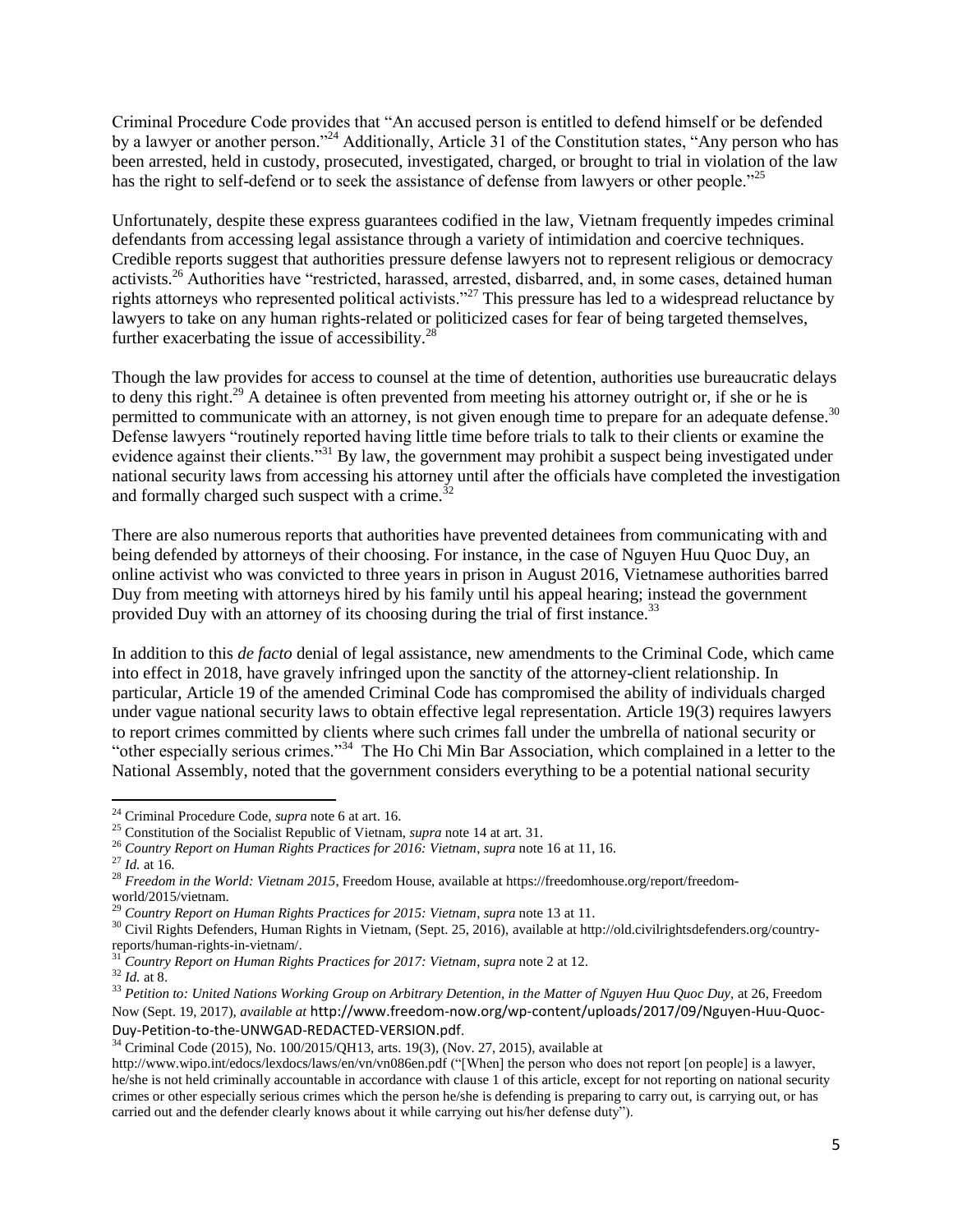Criminal Procedure Code provides that "An accused person is entitled to defend himself or be defended by a lawyer or another person."[24] Additionally, Article 31 of the Constitution states, "Any person who has been arrested, held in custody, prosecuted, investigated, charged, or brought to trial in violation of the law has the right to self-defend or to seek the assistance of defense from lawyers or other people."[25]

Unfortunately, despite these express guarantees codified in the law, Vietnam frequently impedes criminal defendants from accessing legal assistance through a variety of intimidation and coercive techniques. Credible reports suggest that authorities pressure defense lawyers not to represent religious or democracy activists.[26] Authorities have "restricted, harassed, arrested, disbarred, and, in some cases, detained human rights attorneys who represented political activists."[27] This pressure has led to a widespread reluctance by lawyers to take on any human rights-related or politicized cases for fear of being targeted themselves, further exacerbating the issue of accessibility.[28]

Though the law provides for access to counsel at the time of detention, authorities use bureaucratic delays to deny this right.[29] A detainee is often prevented from meeting his attorney outright or, if she or he is permitted to communicate with an attorney, is not given enough time to prepare for an adequate defense.[30] Defense lawyers "routinely reported having little time before trials to talk to their clients or examine the evidence against their clients."[31] By law, the government may prohibit a suspect being investigated under national security laws from accessing his attorney until after the officials have completed the investigation and formally charged such suspect with a crime.[32]

There are also numerous reports that authorities have prevented detainees from communicating with and being defended by attorneys of their choosing. For instance, in the case of Nguyen Huu Quoc Duy, an online activist who was convicted to three years in prison in August 2016, Vietnamese authorities barred Duy from meeting with attorneys hired by his family until his appeal hearing; instead the government provided Duy with an attorney of its choosing during the trial of first instance.[33]

In addition to this *de facto* denial of legal assistance, new amendments to the Criminal Code, which came into effect in 2018, have gravely infringed upon the sanctity of the attorney-client relationship. In particular, Article 19 of the amended Criminal Code has compromised the ability of individuals charged under vague national security laws to obtain effective legal representation. Article 19(3) requires lawyers to report crimes committed by clients where such crimes fall under the umbrella of national security or "other especially serious crimes."[34] The Ho Chi Min Bar Association, which complained in a letter to the National Assembly, noted that the government considers everything to be a potential national security

---

[24] Criminal Procedure Code, *supra* note 6 at art. 16.

[25] Constitution of the Socialist Republic of Vietnam, *supra* note 14 at art. 31.

[26] *Country Report on Human Rights Practices for 2016: Vietnam*, *supra* note 16 at 11, 16.

[27] *Id.* at 16.

[28] *Freedom in the World: Vietnam 2015*, Freedom House, available at https://freedomhouse.org/report/freedom-world/2015/vietnam.

[29] *Country Report on Human Rights Practices for 2015: Vietnam*, *supra* note 13 at 11.

[30] Civil Rights Defenders, Human Rights in Vietnam, (Sept. 25, 2016), available at http://old.civilrightsdefenders.org/country-reports/human-rights-in-vietnam/.

[31] *Country Report on Human Rights Practices for 2017: Vietnam*, *supra* note 2 at 12.

[32] *Id.* at 8.

[33] *Petition to: United Nations Working Group on Arbitrary Detention, in the Matter of Nguyen Huu Quoc Duy*, at 26, Freedom Now (Sept. 19, 2017), *available at* http://www.freedom-now.org/wp-content/uploads/2017/09/Nguyen-Huu-Quoc-Duy-Petition-to-the-UNWGAD-REDACTED-VERSION.pdf.

[34] Criminal Code (2015), No. 100/2015/QH13, arts. 19(3), (Nov. 27, 2015), available at http://www.wipo.int/edocs/lexdocs/laws/en/vn/vn086en.pdf ("[When] the person who does not report [on people] is a lawyer, he/she is not held criminally accountable in accordance with clause 1 of this article, except for not reporting on national security crimes or other especially serious crimes which the person he/she is defending is preparing to carry out, is carrying out, or has carried out and the defender clearly knows about it while carrying out his/her defense duty").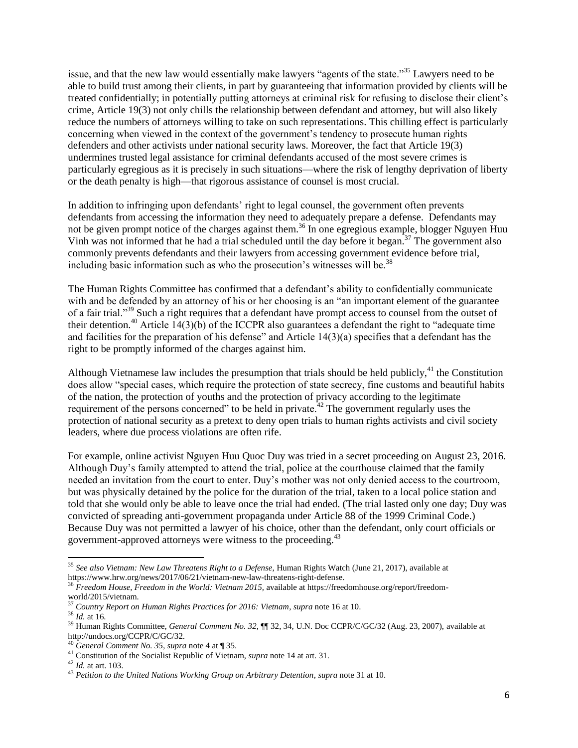issue, and that the new law would essentially make lawyers "agents of the state."[35] Lawyers need to be able to build trust among their clients, in part by guaranteeing that information provided by clients will be treated confidentially; in potentially putting attorneys at criminal risk for refusing to disclose their client's crime, Article 19(3) not only chills the relationship between defendant and attorney, but will also likely reduce the numbers of attorneys willing to take on such representations. This chilling effect is particularly concerning when viewed in the context of the government's tendency to prosecute human rights defenders and other activists under national security laws. Moreover, the fact that Article 19(3) undermines trusted legal assistance for criminal defendants accused of the most severe crimes is particularly egregious as it is precisely in such situations—where the risk of lengthy deprivation of liberty or the death penalty is high—that rigorous assistance of counsel is most crucial.

In addition to infringing upon defendants' right to legal counsel, the government often prevents defendants from accessing the information they need to adequately prepare a defense. Defendants may not be given prompt notice of the charges against them.[36] In one egregious example, blogger Nguyen Huu Vinh was not informed that he had a trial scheduled until the day before it began.[37] The government also commonly prevents defendants and their lawyers from accessing government evidence before trial, including basic information such as who the prosecution's witnesses will be.[38]

The Human Rights Committee has confirmed that a defendant's ability to confidentially communicate with and be defended by an attorney of his or her choosing is an "an important element of the guarantee of a fair trial."[39] Such a right requires that a defendant have prompt access to counsel from the outset of their detention.[40] Article 14(3)(b) of the ICCPR also guarantees a defendant the right to "adequate time and facilities for the preparation of his defense" and Article 14(3)(a) specifies that a defendant has the right to be promptly informed of the charges against him.

Although Vietnamese law includes the presumption that trials should be held publicly,[41] the Constitution does allow "special cases, which require the protection of state secrecy, fine customs and beautiful habits of the nation, the protection of youths and the protection of privacy according to the legitimate requirement of the persons concerned" to be held in private.[42] The government regularly uses the protection of national security as a pretext to deny open trials to human rights activists and civil society leaders, where due process violations are often rife.

For example, online activist Nguyen Huu Quoc Duy was tried in a secret proceeding on August 23, 2016. Although Duy's family attempted to attend the trial, police at the courthouse claimed that the family needed an invitation from the court to enter. Duy's mother was not only denied access to the courtroom, but was physically detained by the police for the duration of the trial, taken to a local police station and told that she would only be able to leave once the trial had ended. (The trial lasted only one day; Duy was convicted of spreading anti-government propaganda under Article 88 of the 1999 Criminal Code.) Because Duy was not permitted a lawyer of his choice, other than the defendant, only court officials or government-approved attorneys were witness to the proceeding.[43]

---

[35] *See also Vietnam: New Law Threatens Right to a Defense,* Human Rights Watch (June 21, 2017), available at https://www.hrw.org/news/2017/06/21/vietnam-new-law-threatens-right-defense.

[36] *Freedom House, Freedom in the World: Vietnam 2015,* available at https://freedomhouse.org/report/freedom-world/2015/vietnam.

[37] *Country Report on Human Rights Practices for 2016: Vietnam*, *supra* note 16 at 10.

[38] *Id.* at 16.

[39] Human Rights Committee, *General Comment No. 32,* ¶¶ 32, 34, U.N. Doc CCPR/C/GC/32 (Aug. 23, 2007), available at http://undocs.org/CCPR/C/GC/32.

[40] *General Comment No. 35, supra* note 4 at ¶ 35.

[41] Constitution of the Socialist Republic of Vietnam, *supra* note 14 at art. 31.

[42] *Id.* at art. 103.

[43] *Petition to the United Nations Working Group on Arbitrary Detention*, *supra* note 31 at 10.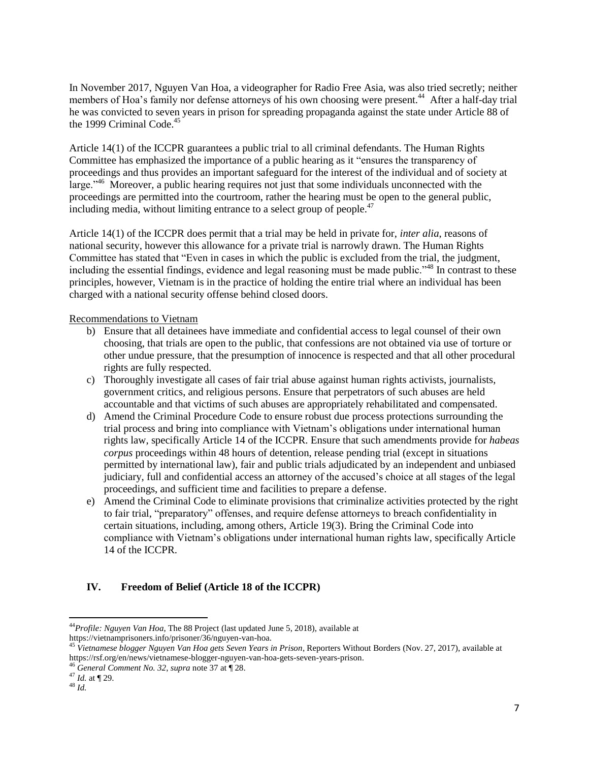In November 2017, Nguyen Van Hoa, a videographer for Radio Free Asia, was also tried secretly; neither members of Hoa's family nor defense attorneys of his own choosing were present.[44] After a half-day trial he was convicted to seven years in prison for spreading propaganda against the state under Article 88 of the 1999 Criminal Code.[45]

Article 14(1) of the ICCPR guarantees a public trial to all criminal defendants. The Human Rights Committee has emphasized the importance of a public hearing as it "ensures the transparency of proceedings and thus provides an important safeguard for the interest of the individual and of society at large."[46] Moreover, a public hearing requires not just that some individuals unconnected with the proceedings are permitted into the courtroom, rather the hearing must be open to the general public, including media, without limiting entrance to a select group of people.[47]

Article 14(1) of the ICCPR does permit that a trial may be held in private for, *inter alia*, reasons of national security, however this allowance for a private trial is narrowly drawn. The Human Rights Committee has stated that "Even in cases in which the public is excluded from the trial, the judgment, including the essential findings, evidence and legal reasoning must be made public."[48] In contrast to these principles, however, Vietnam is in the practice of holding the entire trial where an individual has been charged with a national security offense behind closed doors.

Recommendations to Vietnam

b) Ensure that all detainees have immediate and confidential access to legal counsel of their own choosing, that trials are open to the public, that confessions are not obtained via use of torture or other undue pressure, that the presumption of innocence is respected and that all other procedural rights are fully respected.

c) Thoroughly investigate all cases of fair trial abuse against human rights activists, journalists, government critics, and religious persons. Ensure that perpetrators of such abuses are held accountable and that victims of such abuses are appropriately rehabilitated and compensated.

d) Amend the Criminal Procedure Code to ensure robust due process protections surrounding the trial process and bring into compliance with Vietnam's obligations under international human rights law, specifically Article 14 of the ICCPR. Ensure that such amendments provide for *habeas corpus* proceedings within 48 hours of detention, release pending trial (except in situations permitted by international law), fair and public trials adjudicated by an independent and unbiased judiciary, full and confidential access an attorney of the accused's choice at all stages of the legal proceedings, and sufficient time and facilities to prepare a defense.

e) Amend the Criminal Code to eliminate provisions that criminalize activities protected by the right to fair trial, "preparatory" offenses, and require defense attorneys to breach confidentiality in certain situations, including, among others, Article 19(3). Bring the Criminal Code into compliance with Vietnam's obligations under international human rights law, specifically Article 14 of the ICCPR.

## IV. Freedom of Belief (Article 18 of the ICCPR)

[44] *Profile: Nguyen Van Hoa*, The 88 Project (last updated June 5, 2018), available at https://vietnamprisoners.info/prisoner/36/nguyen-van-hoa.

[45] *Vietnamese blogger Nguyen Van Hoa gets Seven Years in Prison*, Reporters Without Borders (Nov. 27, 2017), available at https://rsf.org/en/news/vietnamese-blogger-nguyen-van-hoa-gets-seven-years-prison.

[46] *General Comment No. 32*, *supra* note 37 at ¶ 28.

[47] *Id.* at ¶ 29.

[48] *Id.*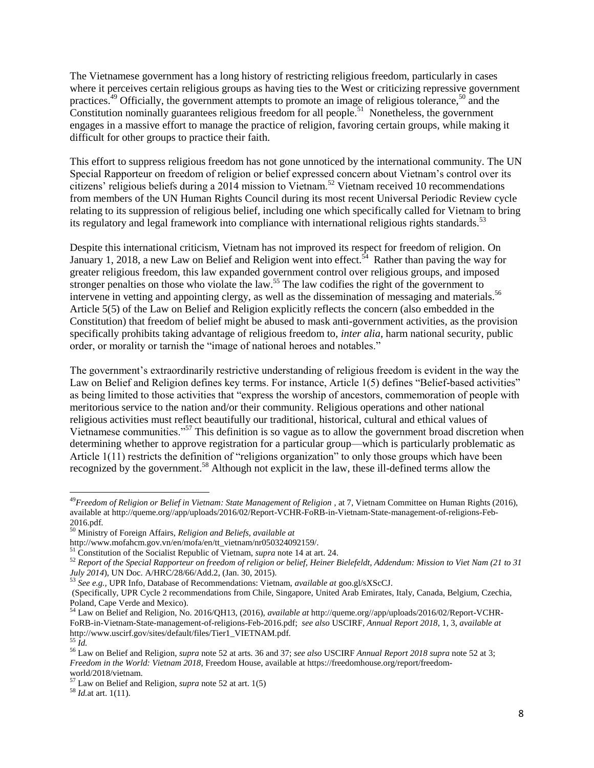The Vietnamese government has a long history of restricting religious freedom, particularly in cases where it perceives certain religious groups as having ties to the West or criticizing repressive government practices.[49] Officially, the government attempts to promote an image of religious tolerance,[50] and the Constitution nominally guarantees religious freedom for all people.[51] Nonetheless, the government engages in a massive effort to manage the practice of religion, favoring certain groups, while making it difficult for other groups to practice their faith.

This effort to suppress religious freedom has not gone unnoticed by the international community. The UN Special Rapporteur on freedom of religion or belief expressed concern about Vietnam's control over its citizens' religious beliefs during a 2014 mission to Vietnam.[52] Vietnam received 10 recommendations from members of the UN Human Rights Council during its most recent Universal Periodic Review cycle relating to its suppression of religious belief, including one which specifically called for Vietnam to bring its regulatory and legal framework into compliance with international religious rights standards.[53]

Despite this international criticism, Vietnam has not improved its respect for freedom of religion. On January 1, 2018, a new Law on Belief and Religion went into effect.[54] Rather than paving the way for greater religious freedom, this law expanded government control over religious groups, and imposed stronger penalties on those who violate the law.[55] The law codifies the right of the government to intervene in vetting and appointing clergy, as well as the dissemination of messaging and materials.[56] Article 5(5) of the Law on Belief and Religion explicitly reflects the concern (also embedded in the Constitution) that freedom of belief might be abused to mask anti-government activities, as the provision specifically prohibits taking advantage of religious freedom to, *inter alia*, harm national security, public order, or morality or tarnish the "image of national heroes and notables."

The government's extraordinarily restrictive understanding of religious freedom is evident in the way the Law on Belief and Religion defines key terms. For instance, Article 1(5) defines "Belief-based activities" as being limited to those activities that "express the worship of ancestors, commemoration of people with meritorious service to the nation and/or their community. Religious operations and other national religious activities must reflect beautifully our traditional, historical, cultural and ethical values of Vietnamese communities."[57] This definition is so vague as to allow the government broad discretion when determining whether to approve registration for a particular group—which is particularly problematic as Article 1(11) restricts the definition of "religions organization" to only those groups which have been recognized by the government.[58] Although not explicit in the law, these ill-defined terms allow the

---

[49] *Freedom of Religion or Belief in Vietnam: State Management of Religion* , at 7, Vietnam Committee on Human Rights (2016), available at http://queme.org//app/uploads/2016/02/Report-VCHR-FoRB-in-Vietnam-State-management-of-religions-Feb-2016.pdf.

[50] Ministry of Foreign Affairs, *Religion and Beliefs, available at* http://www.mofahcm.gov.vn/en/mofa/en/tt_vietnam/nr050324092159/.

[51] Constitution of the Socialist Republic of Vietnam, *supra* note 14 at art. 24.

[52] *Report of the Special Rapporteur on freedom of religion or belief, Heiner Bielefeldt, Addendum: Mission to Viet Nam (21 to 31 July 2014*), UN Doc. A/HRC/28/66/Add.2, (Jan. 30, 2015).

[53] *See e.g.,* UPR Info, Database of Recommendations: Vietnam, *available at* goo.gl/sXScCJ.
(Specifically, UPR Cycle 2 recommendations from Chile, Singapore, United Arab Emirates, Italy, Canada, Belgium, Czechia, Poland, Cape Verde and Mexico).

[54] Law on Belief and Religion, No. 2016/QH13, (2016), *available at* http://queme.org//app/uploads/2016/02/Report-VCHR-FoRB-in-Vietnam-State-management-of-religions-Feb-2016.pdf; *see also* USCIRF, *Annual Report 2018,* 1, 3, *available at* http://www.uscirf.gov/sites/default/files/Tier1_VIETNAM.pdf.

[55] *Id.*

[56] Law on Belief and Religion, *supra* note 52 at arts. 36 and 37; *see also* USCIRF *Annual Report 2018 supra* note 52 at 3; *Freedom in the World: Vietnam 2018,* Freedom House, available at https://freedomhouse.org/report/freedom-world/2018/vietnam.

[57] Law on Belief and Religion, *supra* note 52 at art. 1(5)

[58] *Id.*at art. 1(11).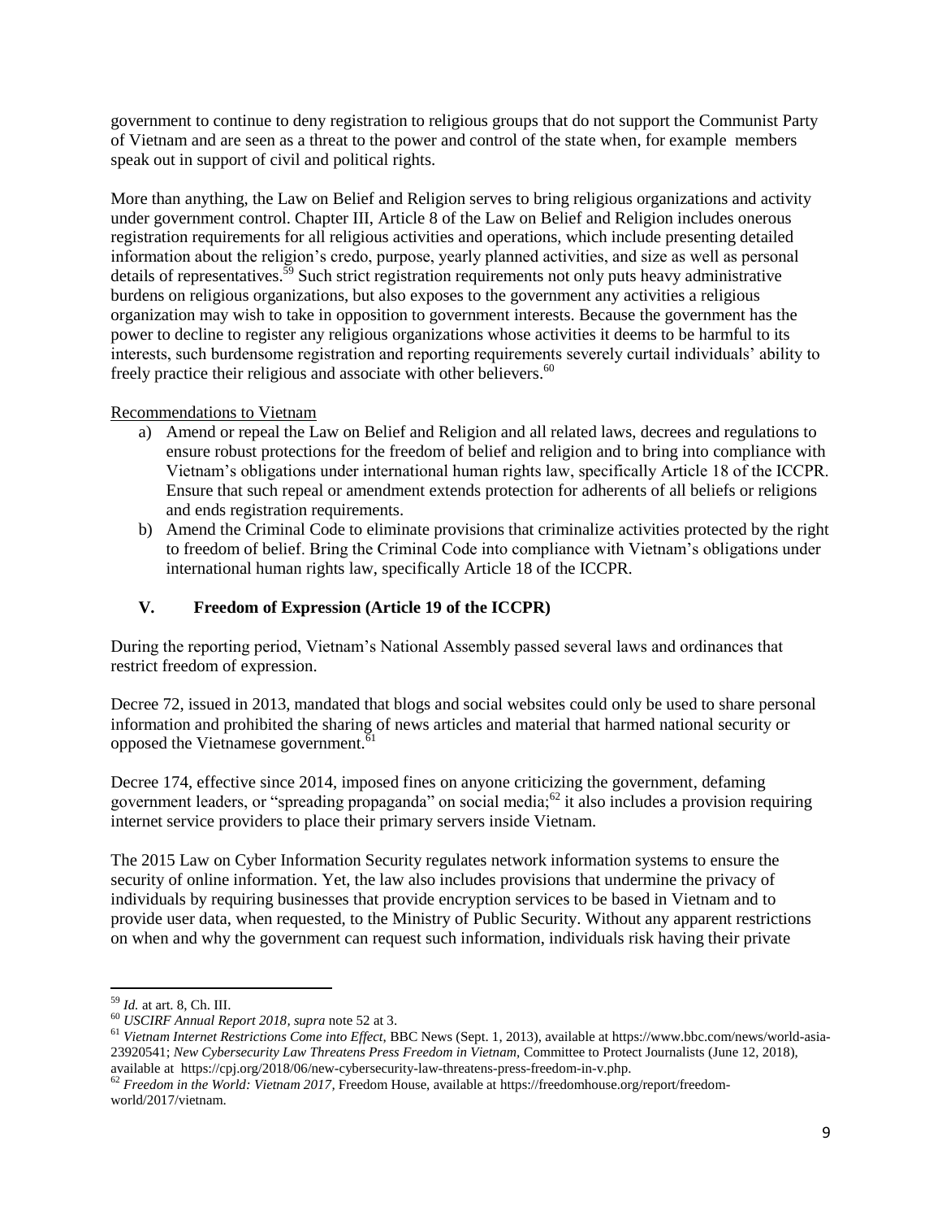government to continue to deny registration to religious groups that do not support the Communist Party of Vietnam and are seen as a threat to the power and control of the state when, for example members speak out in support of civil and political rights.

More than anything, the Law on Belief and Religion serves to bring religious organizations and activity under government control. Chapter III, Article 8 of the Law on Belief and Religion includes onerous registration requirements for all religious activities and operations, which include presenting detailed information about the religion's credo, purpose, yearly planned activities, and size as well as personal details of representatives.[59] Such strict registration requirements not only puts heavy administrative burdens on religious organizations, but also exposes to the government any activities a religious organization may wish to take in opposition to government interests. Because the government has the power to decline to register any religious organizations whose activities it deems to be harmful to its interests, such burdensome registration and reporting requirements severely curtail individuals' ability to freely practice their religious and associate with other believers.[60]

Recommendations to Vietnam

a) Amend or repeal the Law on Belief and Religion and all related laws, decrees and regulations to ensure robust protections for the freedom of belief and religion and to bring into compliance with Vietnam's obligations under international human rights law, specifically Article 18 of the ICCPR. Ensure that such repeal or amendment extends protection for adherents of all beliefs or religions and ends registration requirements.
b) Amend the Criminal Code to eliminate provisions that criminalize activities protected by the right to freedom of belief. Bring the Criminal Code into compliance with Vietnam's obligations under international human rights law, specifically Article 18 of the ICCPR.

## V. Freedom of Expression (Article 19 of the ICCPR)

During the reporting period, Vietnam's National Assembly passed several laws and ordinances that restrict freedom of expression.

Decree 72, issued in 2013, mandated that blogs and social websites could only be used to share personal information and prohibited the sharing of news articles and material that harmed national security or opposed the Vietnamese government.[61]

Decree 174, effective since 2014, imposed fines on anyone criticizing the government, defaming government leaders, or "spreading propaganda" on social media;[62] it also includes a provision requiring internet service providers to place their primary servers inside Vietnam.

The 2015 Law on Cyber Information Security regulates network information systems to ensure the security of online information. Yet, the law also includes provisions that undermine the privacy of individuals by requiring businesses that provide encryption services to be based in Vietnam and to provide user data, when requested, to the Ministry of Public Security. Without any apparent restrictions on when and why the government can request such information, individuals risk having their private

---

[59] *Id.* at art. 8, Ch. III.

[60] *USCIRF Annual Report 2018*, *supra* note 52 at 3.

[61] *Vietnam Internet Restrictions Come into Effect*, BBC News (Sept. 1, 2013), available at https://www.bbc.com/news/world-asia-23920541; *New Cybersecurity Law Threatens Press Freedom in Vietnam*, Committee to Protect Journalists (June 12, 2018), available at https://cpj.org/2018/06/new-cybersecurity-law-threatens-press-freedom-in-v.php.

[62] *Freedom in the World: Vietnam 2017*, Freedom House, available at https://freedomhouse.org/report/freedom-world/2017/vietnam.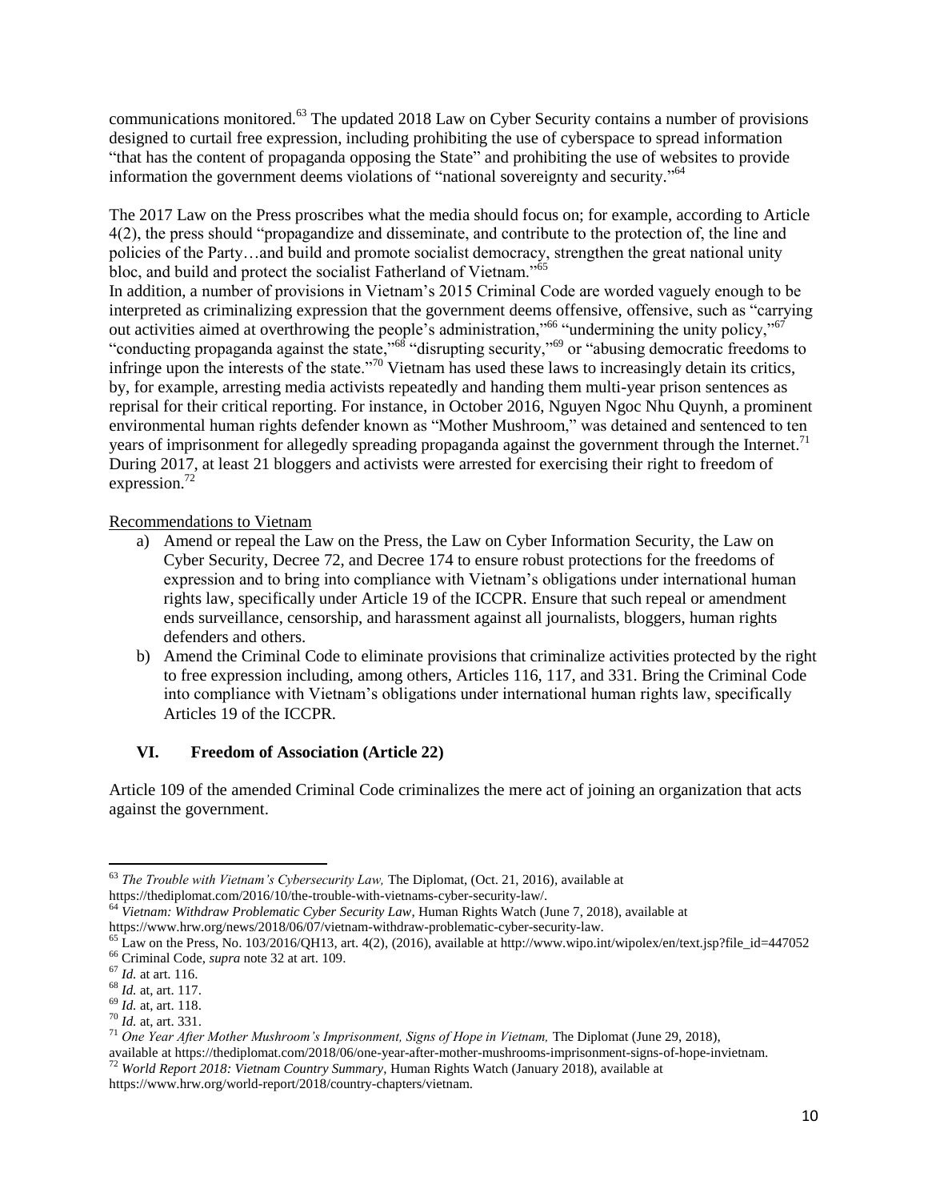communications monitored.[63] The updated 2018 Law on Cyber Security contains a number of provisions designed to curtail free expression, including prohibiting the use of cyberspace to spread information "that has the content of propaganda opposing the State" and prohibiting the use of websites to provide information the government deems violations of "national sovereignty and security."[64]

The 2017 Law on the Press proscribes what the media should focus on; for example, according to Article 4(2), the press should "propagandize and disseminate, and contribute to the protection of, the line and policies of the Party…and build and promote socialist democracy, strengthen the great national unity bloc, and build and protect the socialist Fatherland of Vietnam."[65]

In addition, a number of provisions in Vietnam's 2015 Criminal Code are worded vaguely enough to be interpreted as criminalizing expression that the government deems offensive, offensive, such as "carrying out activities aimed at overthrowing the people's administration,"[66] "undermining the unity policy,"[67] "conducting propaganda against the state,"[68] "disrupting security,"[69] or "abusing democratic freedoms to infringe upon the interests of the state."[70] Vietnam has used these laws to increasingly detain its critics, by, for example, arresting media activists repeatedly and handing them multi-year prison sentences as reprisal for their critical reporting. For instance, in October 2016, Nguyen Ngoc Nhu Quynh, a prominent environmental human rights defender known as "Mother Mushroom," was detained and sentenced to ten years of imprisonment for allegedly spreading propaganda against the government through the Internet.[71] During 2017, at least 21 bloggers and activists were arrested for exercising their right to freedom of expression.[72]

Recommendations to Vietnam

a) Amend or repeal the Law on the Press, the Law on Cyber Information Security, the Law on Cyber Security, Decree 72, and Decree 174 to ensure robust protections for the freedoms of expression and to bring into compliance with Vietnam's obligations under international human rights law, specifically under Article 19 of the ICCPR. Ensure that such repeal or amendment ends surveillance, censorship, and harassment against all journalists, bloggers, human rights defenders and others.
b) Amend the Criminal Code to eliminate provisions that criminalize activities protected by the right to free expression including, among others, Articles 116, 117, and 331. Bring the Criminal Code into compliance with Vietnam's obligations under international human rights law, specifically Articles 19 of the ICCPR.

## VI. Freedom of Association (Article 22)

Article 109 of the amended Criminal Code criminalizes the mere act of joining an organization that acts against the government.

---

[63] *The Trouble with Vietnam's Cybersecurity Law,* The Diplomat, (Oct. 21, 2016), available at https://thediplomat.com/2016/10/the-trouble-with-vietnams-cyber-security-law/.

[64] *Vietnam: Withdraw Problematic Cyber Security Law*, Human Rights Watch (June 7, 2018), available at https://www.hrw.org/news/2018/06/07/vietnam-withdraw-problematic-cyber-security-law.

[65] Law on the Press, No. 103/2016/QH13, art. 4(2), (2016), available at http://www.wipo.int/wipolex/en/text.jsp?file_id=447052

[66] Criminal Code, *supra* note 32 at art. 109.

[67] *Id.* at art. 116.

[68] *Id.* at, art. 117.

[69] *Id.* at, art. 118.

[70] *Id.* at, art. 331.

[71] *One Year After Mother Mushroom's Imprisonment, Signs of Hope in Vietnam,* The Diplomat (June 29, 2018), available at https://thediplomat.com/2018/06/one-year-after-mother-mushrooms-imprisonment-signs-of-hope-invietnam.

[72] *World Report 2018: Vietnam Country Summary*, Human Rights Watch (January 2018), available at https://www.hrw.org/world-report/2018/country-chapters/vietnam.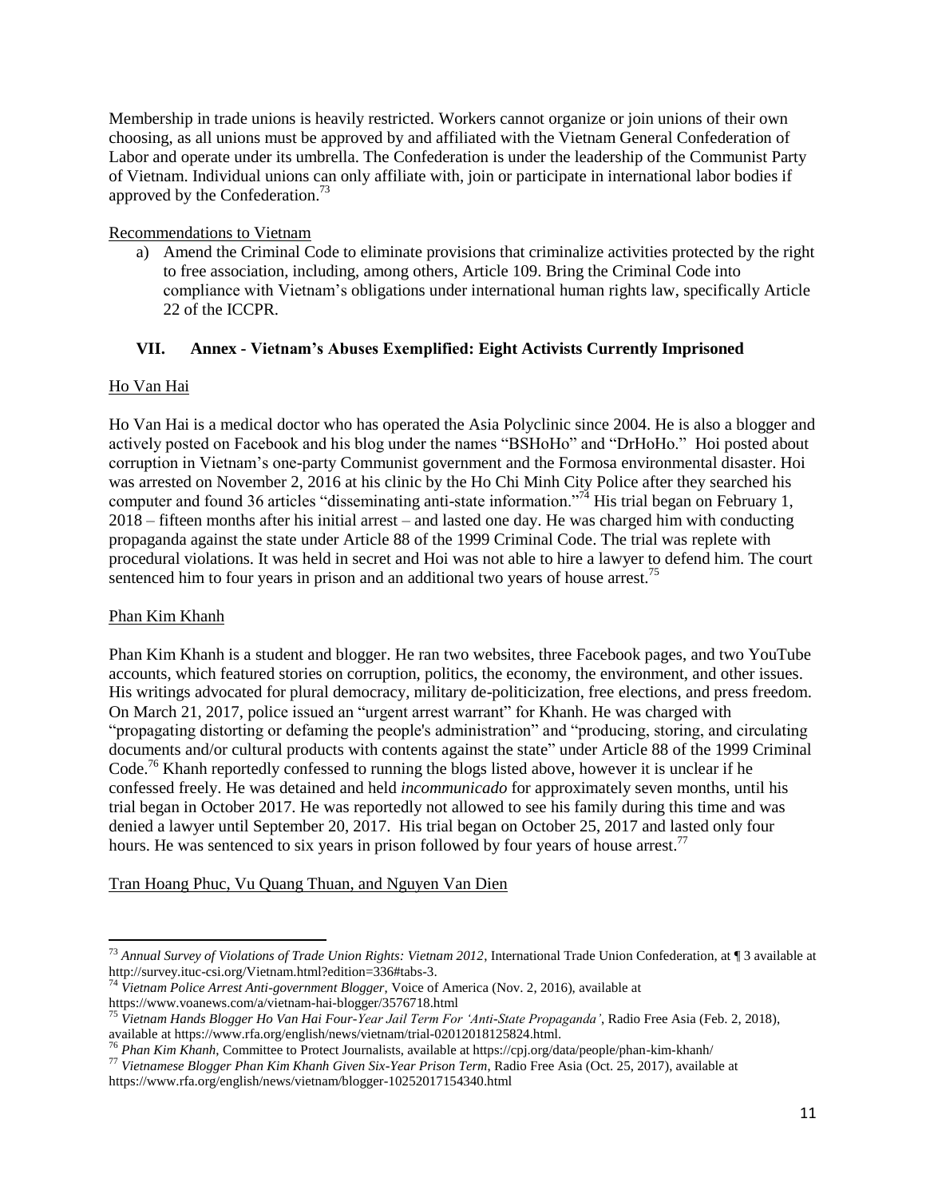Membership in trade unions is heavily restricted. Workers cannot organize or join unions of their own choosing, as all unions must be approved by and affiliated with the Vietnam General Confederation of Labor and operate under its umbrella. The Confederation is under the leadership of the Communist Party of Vietnam. Individual unions can only affiliate with, join or participate in international labor bodies if approved by the Confederation.[73]

Recommendations to Vietnam

a) Amend the Criminal Code to eliminate provisions that criminalize activities protected by the right to free association, including, among others, Article 109. Bring the Criminal Code into compliance with Vietnam's obligations under international human rights law, specifically Article 22 of the ICCPR.

## VII. Annex - Vietnam's Abuses Exemplified: Eight Activists Currently Imprisoned

### Ho Van Hai

Ho Van Hai is a medical doctor who has operated the Asia Polyclinic since 2004. He is also a blogger and actively posted on Facebook and his blog under the names "BSHoHo" and "DrHoHo." Hoi posted about corruption in Vietnam's one-party Communist government and the Formosa environmental disaster. Hoi was arrested on November 2, 2016 at his clinic by the Ho Chi Minh City Police after they searched his computer and found 36 articles "disseminating anti-state information."[74] His trial began on February 1, 2018 – fifteen months after his initial arrest – and lasted one day. He was charged him with conducting propaganda against the state under Article 88 of the 1999 Criminal Code. The trial was replete with procedural violations. It was held in secret and Hoi was not able to hire a lawyer to defend him. The court sentenced him to four years in prison and an additional two years of house arrest.[75]

### Phan Kim Khanh

Phan Kim Khanh is a student and blogger. He ran two websites, three Facebook pages, and two YouTube accounts, which featured stories on corruption, politics, the economy, the environment, and other issues. His writings advocated for plural democracy, military de-politicization, free elections, and press freedom. On March 21, 2017, police issued an "urgent arrest warrant" for Khanh. He was charged with "propagating distorting or defaming the people's administration" and "producing, storing, and circulating documents and/or cultural products with contents against the state" under Article 88 of the 1999 Criminal Code.[76] Khanh reportedly confessed to running the blogs listed above, however it is unclear if he confessed freely. He was detained and held *incommunicado* for approximately seven months, until his trial began in October 2017. He was reportedly not allowed to see his family during this time and was denied a lawyer until September 20, 2017. His trial began on October 25, 2017 and lasted only four hours. He was sentenced to six years in prison followed by four years of house arrest.[77]

### Tran Hoang Phuc, Vu Quang Thuan, and Nguyen Van Dien

---

[73] *Annual Survey of Violations of Trade Union Rights: Vietnam 2012*, International Trade Union Confederation, at ¶ 3 available at http://survey.ituc-csi.org/Vietnam.html?edition=336#tabs-3.

[74] *Vietnam Police Arrest Anti-government Blogger*, Voice of America (Nov. 2, 2016), available at https://www.voanews.com/a/vietnam-hai-blogger/3576718.html

[75] *Vietnam Hands Blogger Ho Van Hai Four-Year Jail Term For 'Anti-State Propaganda'*, Radio Free Asia (Feb. 2, 2018), available at https://www.rfa.org/english/news/vietnam/trial-02012018125824.html.

[76] *Phan Kim Khanh*, Committee to Protect Journalists, available at https://cpj.org/data/people/phan-kim-khanh/

[77] *Vietnamese Blogger Phan Kim Khanh Given Six-Year Prison Term*, Radio Free Asia (Oct. 25, 2017), available at https://www.rfa.org/english/news/vietnam/blogger-10252017154340.html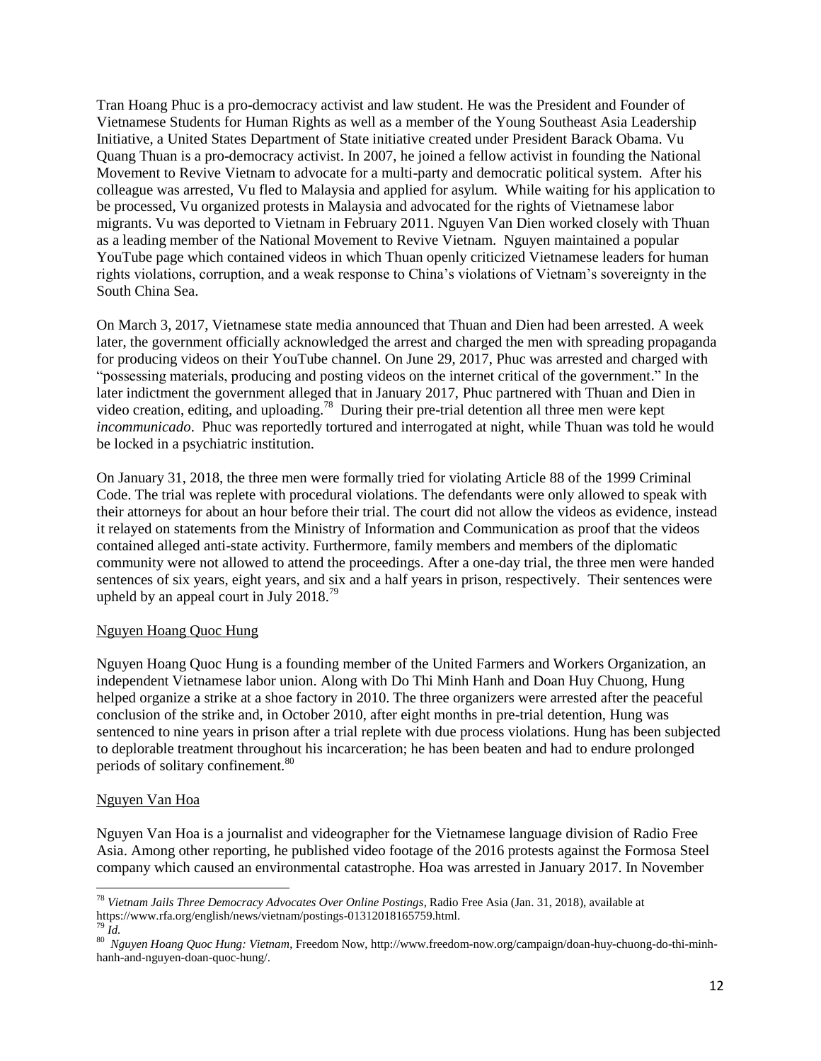Tran Hoang Phuc is a pro-democracy activist and law student. He was the President and Founder of Vietnamese Students for Human Rights as well as a member of the Young Southeast Asia Leadership Initiative, a United States Department of State initiative created under President Barack Obama. Vu Quang Thuan is a pro-democracy activist. In 2007, he joined a fellow activist in founding the National Movement to Revive Vietnam to advocate for a multi-party and democratic political system. After his colleague was arrested, Vu fled to Malaysia and applied for asylum. While waiting for his application to be processed, Vu organized protests in Malaysia and advocated for the rights of Vietnamese labor migrants. Vu was deported to Vietnam in February 2011. Nguyen Van Dien worked closely with Thuan as a leading member of the National Movement to Revive Vietnam. Nguyen maintained a popular YouTube page which contained videos in which Thuan openly criticized Vietnamese leaders for human rights violations, corruption, and a weak response to China's violations of Vietnam's sovereignty in the South China Sea.

On March 3, 2017, Vietnamese state media announced that Thuan and Dien had been arrested. A week later, the government officially acknowledged the arrest and charged the men with spreading propaganda for producing videos on their YouTube channel. On June 29, 2017, Phuc was arrested and charged with "possessing materials, producing and posting videos on the internet critical of the government." In the later indictment the government alleged that in January 2017, Phuc partnered with Thuan and Dien in video creation, editing, and uploading.[78] During their pre-trial detention all three men were kept *incommunicado*. Phuc was reportedly tortured and interrogated at night, while Thuan was told he would be locked in a psychiatric institution.

On January 31, 2018, the three men were formally tried for violating Article 88 of the 1999 Criminal Code. The trial was replete with procedural violations. The defendants were only allowed to speak with their attorneys for about an hour before their trial. The court did not allow the videos as evidence, instead it relayed on statements from the Ministry of Information and Communication as proof that the videos contained alleged anti-state activity. Furthermore, family members and members of the diplomatic community were not allowed to attend the proceedings. After a one-day trial, the three men were handed sentences of six years, eight years, and six and a half years in prison, respectively. Their sentences were upheld by an appeal court in July 2018.[79]

<u>Nguyen Hoang Quoc Hung</u>

Nguyen Hoang Quoc Hung is a founding member of the United Farmers and Workers Organization, an independent Vietnamese labor union. Along with Do Thi Minh Hanh and Doan Huy Chuong, Hung helped organize a strike at a shoe factory in 2010. The three organizers were arrested after the peaceful conclusion of the strike and, in October 2010, after eight months in pre-trial detention, Hung was sentenced to nine years in prison after a trial replete with due process violations. Hung has been subjected to deplorable treatment throughout his incarceration; he has been beaten and had to endure prolonged periods of solitary confinement.[80]

<u>Nguyen Van Hoa</u>

Nguyen Van Hoa is a journalist and videographer for the Vietnamese language division of Radio Free Asia. Among other reporting, he published video footage of the 2016 protests against the Formosa Steel company which caused an environmental catastrophe. Hoa was arrested in January 2017. In November

---

[78] *Vietnam Jails Three Democracy Advocates Over Online Postings*, Radio Free Asia (Jan. 31, 2018), available at https://www.rfa.org/english/news/vietnam/postings-01312018165759.html.

[79] *Id.*

[80] *Nguyen Hoang Quoc Hung: Vietnam*, Freedom Now, http://www.freedom-now.org/campaign/doan-huy-chuong-do-thi-minh-hanh-and-nguyen-doan-quoc-hung/.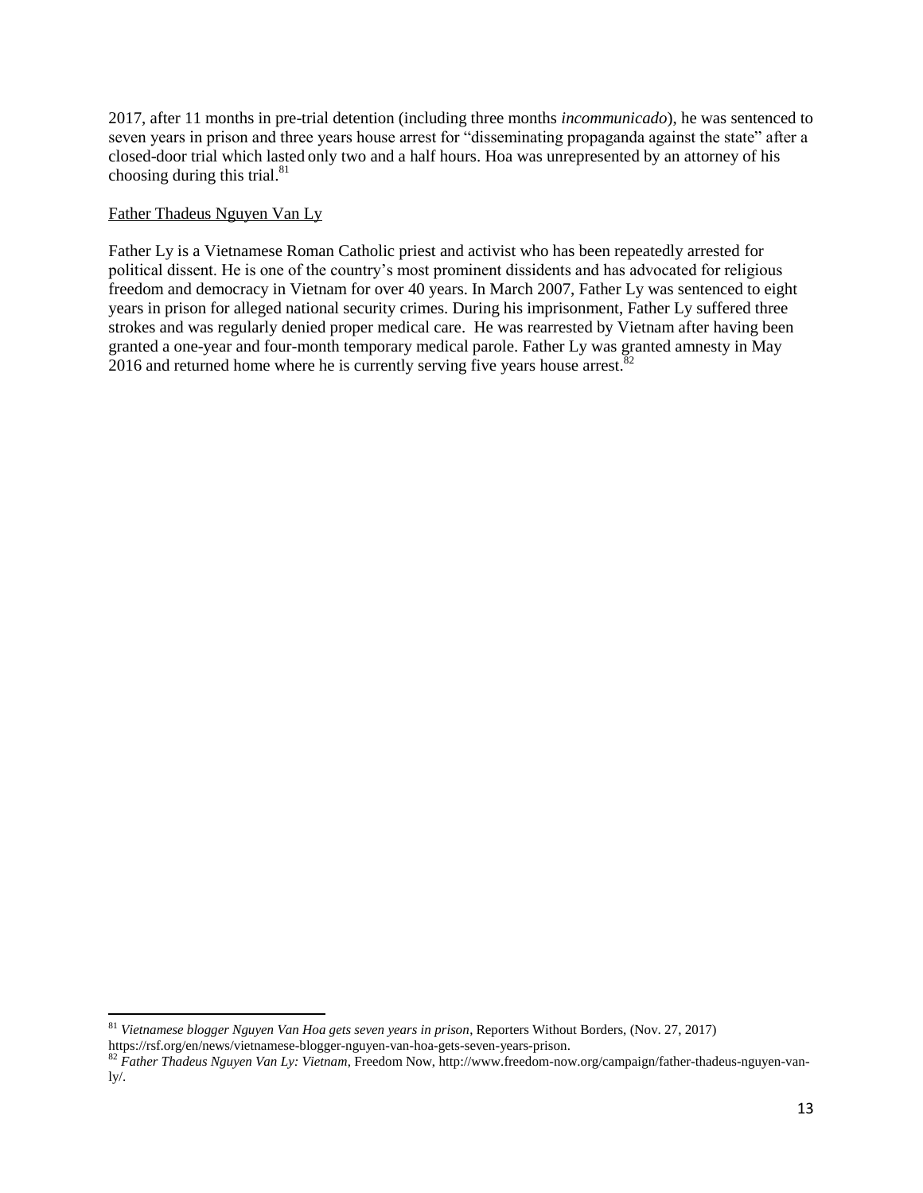2017, after 11 months in pre-trial detention (including three months *incommunicado*), he was sentenced to seven years in prison and three years house arrest for "disseminating propaganda against the state" after a closed-door trial which lasted only two and a half hours. Hoa was unrepresented by an attorney of his choosing during this trial.[81]

Father Thadeus Nguyen Van Ly

Father Ly is a Vietnamese Roman Catholic priest and activist who has been repeatedly arrested for political dissent. He is one of the country's most prominent dissidents and has advocated for religious freedom and democracy in Vietnam for over 40 years. In March 2007, Father Ly was sentenced to eight years in prison for alleged national security crimes. During his imprisonment, Father Ly suffered three strokes and was regularly denied proper medical care. He was rearrested by Vietnam after having been granted a one-year and four-month temporary medical parole. Father Ly was granted amnesty in May 2016 and returned home where he is currently serving five years house arrest.[82]

---

[81] *Vietnamese blogger Nguyen Van Hoa gets seven years in prison*, Reporters Without Borders, (Nov. 27, 2017) https://rsf.org/en/news/vietnamese-blogger-nguyen-van-hoa-gets-seven-years-prison.

[82] *Father Thadeus Nguyen Van Ly: Vietnam*, Freedom Now, http://www.freedom-now.org/campaign/father-thadeus-nguyen-van-ly/.